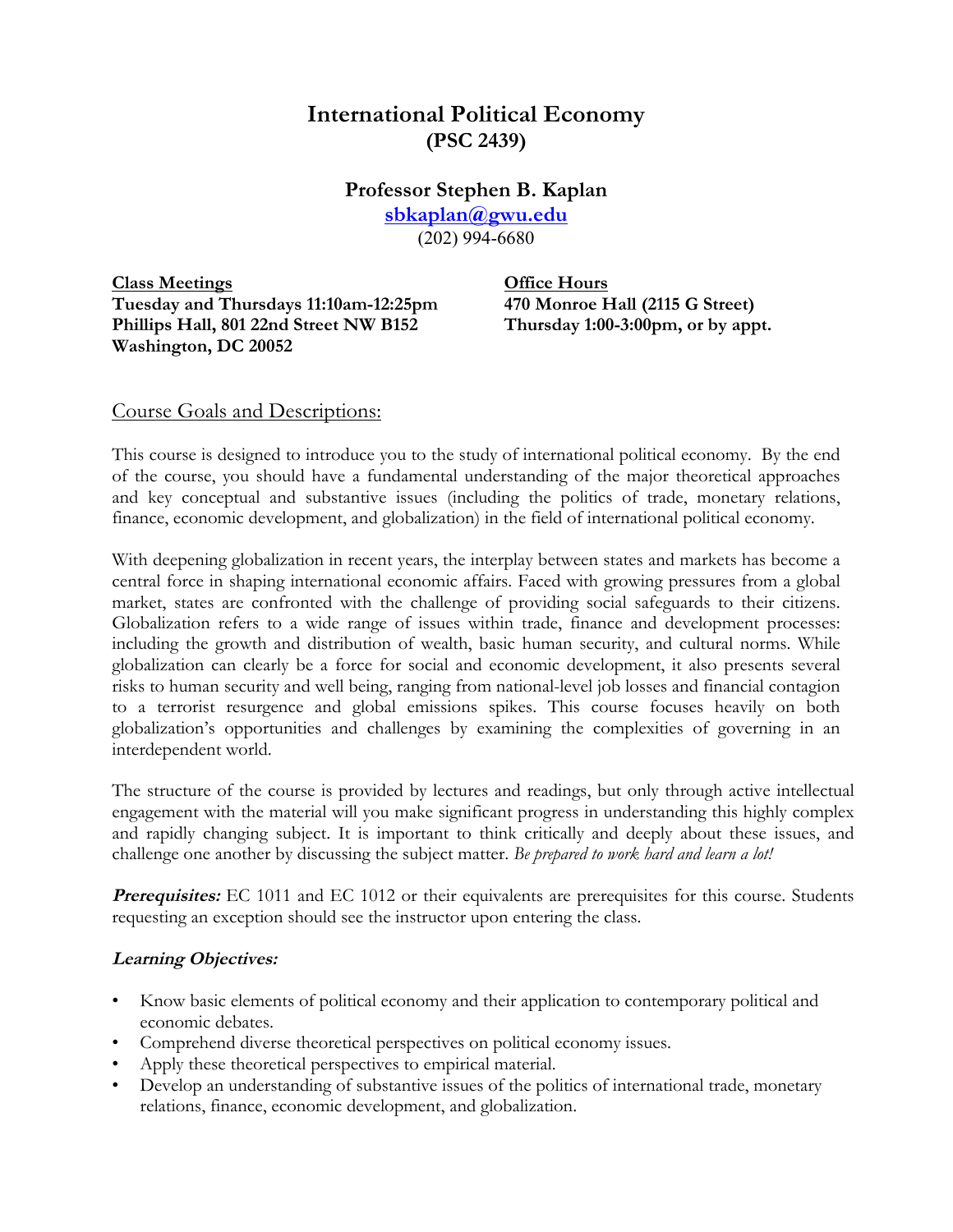# International Political Economy
## (PSC 2439)

### Professor Stephen B. Kaplan

sbkaplan@gwu.edu
(202) 994-6680

**Class Meetings**
**Tuesday and Thursdays 11:10am-12:25pm**
**Phillips Hall, 801 22nd Street NW B152**
**Washington, DC 20052**

**Office Hours**
**470 Monroe Hall (2115 G Street)**
**Thursday 1:00-3:00pm, or by appt.**

## Course Goals and Descriptions:

This course is designed to introduce you to the study of international political economy. By the end of the course, you should have a fundamental understanding of the major theoretical approaches and key conceptual and substantive issues (including the politics of trade, monetary relations, finance, economic development, and globalization) in the field of international political economy.

With deepening globalization in recent years, the interplay between states and markets has become a central force in shaping international economic affairs. Faced with growing pressures from a global market, states are confronted with the challenge of providing social safeguards to their citizens. Globalization refers to a wide range of issues within trade, finance and development processes: including the growth and distribution of wealth, basic human security, and cultural norms. While globalization can clearly be a force for social and economic development, it also presents several risks to human security and well being, ranging from national-level job losses and financial contagion to a terrorist resurgence and global emissions spikes. This course focuses heavily on both globalization's opportunities and challenges by examining the complexities of governing in an interdependent world.

The structure of the course is provided by lectures and readings, but only through active intellectual engagement with the material will you make significant progress in understanding this highly complex and rapidly changing subject. It is important to think critically and deeply about these issues, and challenge one another by discussing the subject matter. *Be prepared to work hard and learn a lot!*

***Prerequisites:*** EC 1011 and EC 1012 or their equivalents are prerequisites for this course. Students requesting an exception should see the instructor upon entering the class.

### *Learning Objectives:*

- Know basic elements of political economy and their application to contemporary political and economic debates.
- Comprehend diverse theoretical perspectives on political economy issues.
- Apply these theoretical perspectives to empirical material.
- Develop an understanding of substantive issues of the politics of international trade, monetary relations, finance, economic development, and globalization.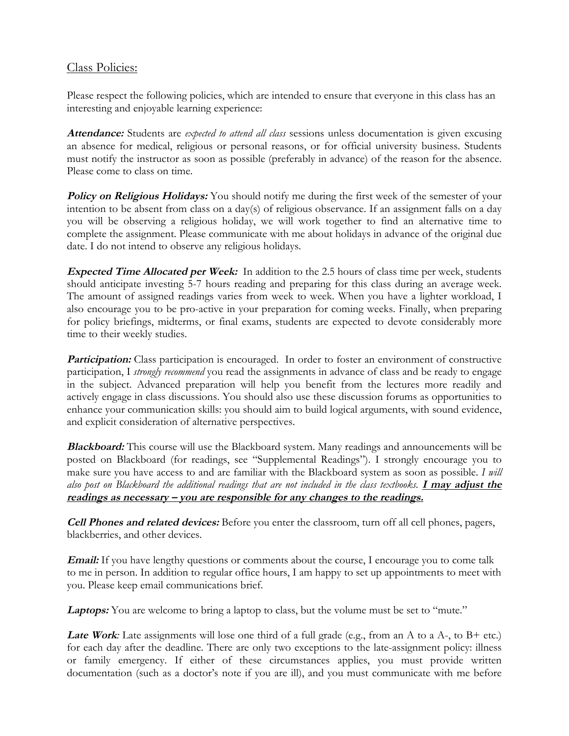## Class Policies:

Please respect the following policies, which are intended to ensure that everyone in this class has an interesting and enjoyable learning experience:

***Attendance:*** Students are *expected to attend all class* sessions unless documentation is given excusing an absence for medical, religious or personal reasons, or for official university business. Students must notify the instructor as soon as possible (preferably in advance) of the reason for the absence. Please come to class on time.

***Policy on Religious Holidays:*** You should notify me during the first week of the semester of your intention to be absent from class on a day(s) of religious observance. If an assignment falls on a day you will be observing a religious holiday, we will work together to find an alternative time to complete the assignment. Please communicate with me about holidays in advance of the original due date. I do not intend to observe any religious holidays.

***Expected Time Allocated per Week:*** In addition to the 2.5 hours of class time per week, students should anticipate investing 5-7 hours reading and preparing for this class during an average week. The amount of assigned readings varies from week to week. When you have a lighter workload, I also encourage you to be pro-active in your preparation for coming weeks. Finally, when preparing for policy briefings, midterms, or final exams, students are expected to devote considerably more time to their weekly studies.

***Participation:*** Class participation is encouraged. In order to foster an environment of constructive participation, I *strongly recommend* you read the assignments in advance of class and be ready to engage in the subject. Advanced preparation will help you benefit from the lectures more readily and actively engage in class discussions. You should also use these discussion forums as opportunities to enhance your communication skills: you should aim to build logical arguments, with sound evidence, and explicit consideration of alternative perspectives.

***Blackboard:*** This course will use the Blackboard system. Many readings and announcements will be posted on Blackboard (for readings, see "Supplemental Readings"). I strongly encourage you to make sure you have access to and are familiar with the Blackboard system as soon as possible. *I will also post on Blackboard the additional readings that are not included in the class textbooks.* ***<u>I may adjust the readings as necessary – you are responsible for any changes to the readings.</u>***

***Cell Phones and related devices:*** Before you enter the classroom, turn off all cell phones, pagers, blackberries, and other devices.

***Email:*** If you have lengthy questions or comments about the course, I encourage you to come talk to me in person. In addition to regular office hours, I am happy to set up appointments to meet with you. Please keep email communications brief.

***Laptops:*** You are welcome to bring a laptop to class, but the volume must be set to "mute."

***Late Work:*** Late assignments will lose one third of a full grade (e.g., from an A to a A-, to B+ etc.) for each day after the deadline. There are only two exceptions to the late-assignment policy: illness or family emergency. If either of these circumstances applies, you must provide written documentation (such as a doctor's note if you are ill), and you must communicate with me before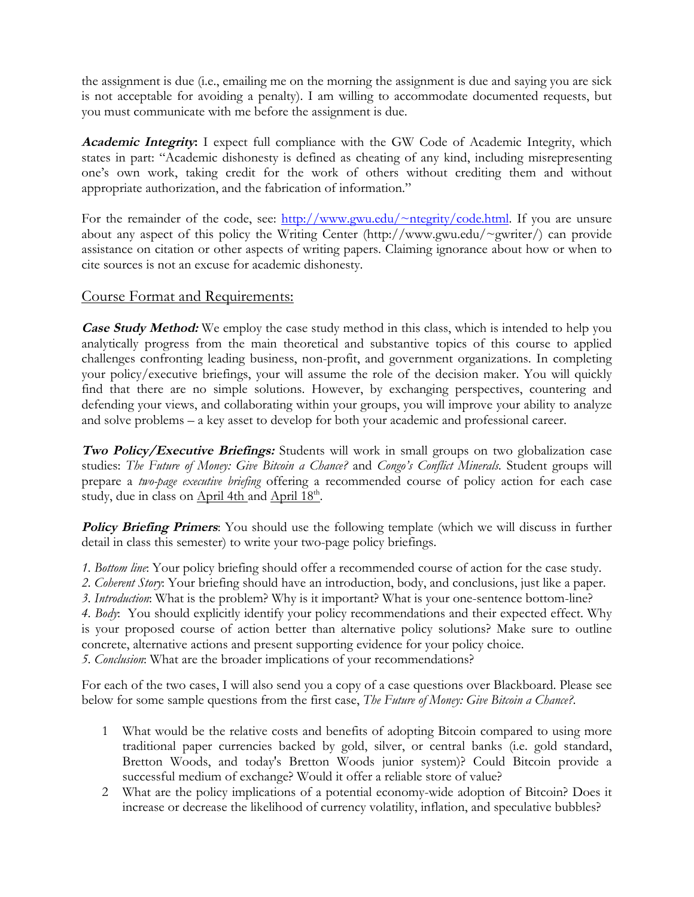the assignment is due (i.e., emailing me on the morning the assignment is due and saying you are sick is not acceptable for avoiding a penalty). I am willing to accommodate documented requests, but you must communicate with me before the assignment is due.

***Academic Integrity*:** I expect full compliance with the GW Code of Academic Integrity, which states in part: "Academic dishonesty is defined as cheating of any kind, including misrepresenting one's own work, taking credit for the work of others without crediting them and without appropriate authorization, and the fabrication of information."

For the remainder of the code, see: [http://www.gwu.edu/~ntegrity/code.html](http://www.gwu.edu/~ntegrity/code.html). If you are unsure about any aspect of this policy the Writing Center (http://www.gwu.edu/~gwriter/) can provide assistance on citation or other aspects of writing papers. Claiming ignorance about how or when to cite sources is not an excuse for academic dishonesty.

## Course Format and Requirements:

***Case Study Method:*** We employ the case study method in this class, which is intended to help you analytically progress from the main theoretical and substantive topics of this course to applied challenges confronting leading business, non-profit, and government organizations. In completing your policy/executive briefings, your will assume the role of the decision maker. You will quickly find that there are no simple solutions. However, by exchanging perspectives, countering and defending your views, and collaborating within your groups, you will improve your ability to analyze and solve problems – a key asset to develop for both your academic and professional career.

***Two Policy/Executive Briefings:*** Students will work in small groups on two globalization case studies: *The Future of Money: Give Bitcoin a Chance?* and *Congo's Conflict Minerals*. Student groups will prepare a *two-page executive briefing* offering a recommended course of policy action for each case study, due in class on April 4th and April 18th.

***Policy Briefing Primers***: You should use the following template (which we will discuss in further detail in class this semester) to write your two-page policy briefings.

*1. Bottom line*: Your policy briefing should offer a recommended course of action for the case study.
*2. Coherent Story*: Your briefing should have an introduction, body, and conclusions, just like a paper.
*3. Introduction*: What is the problem? Why is it important? What is your one-sentence bottom-line?
*4. Body*: You should explicitly identify your policy recommendations and their expected effect. Why is your proposed course of action better than alternative policy solutions? Make sure to outline concrete, alternative actions and present supporting evidence for your policy choice.
*5. Conclusion*: What are the broader implications of your recommendations?

For each of the two cases, I will also send you a copy of a case questions over Blackboard. Please see below for some sample questions from the first case, *The Future of Money: Give Bitcoin a Chance?*.

1. What would be the relative costs and benefits of adopting Bitcoin compared to using more traditional paper currencies backed by gold, silver, or central banks (i.e. gold standard, Bretton Woods, and today's Bretton Woods junior system)? Could Bitcoin provide a successful medium of exchange? Would it offer a reliable store of value?
2. What are the policy implications of a potential economy-wide adoption of Bitcoin? Does it increase or decrease the likelihood of currency volatility, inflation, and speculative bubbles?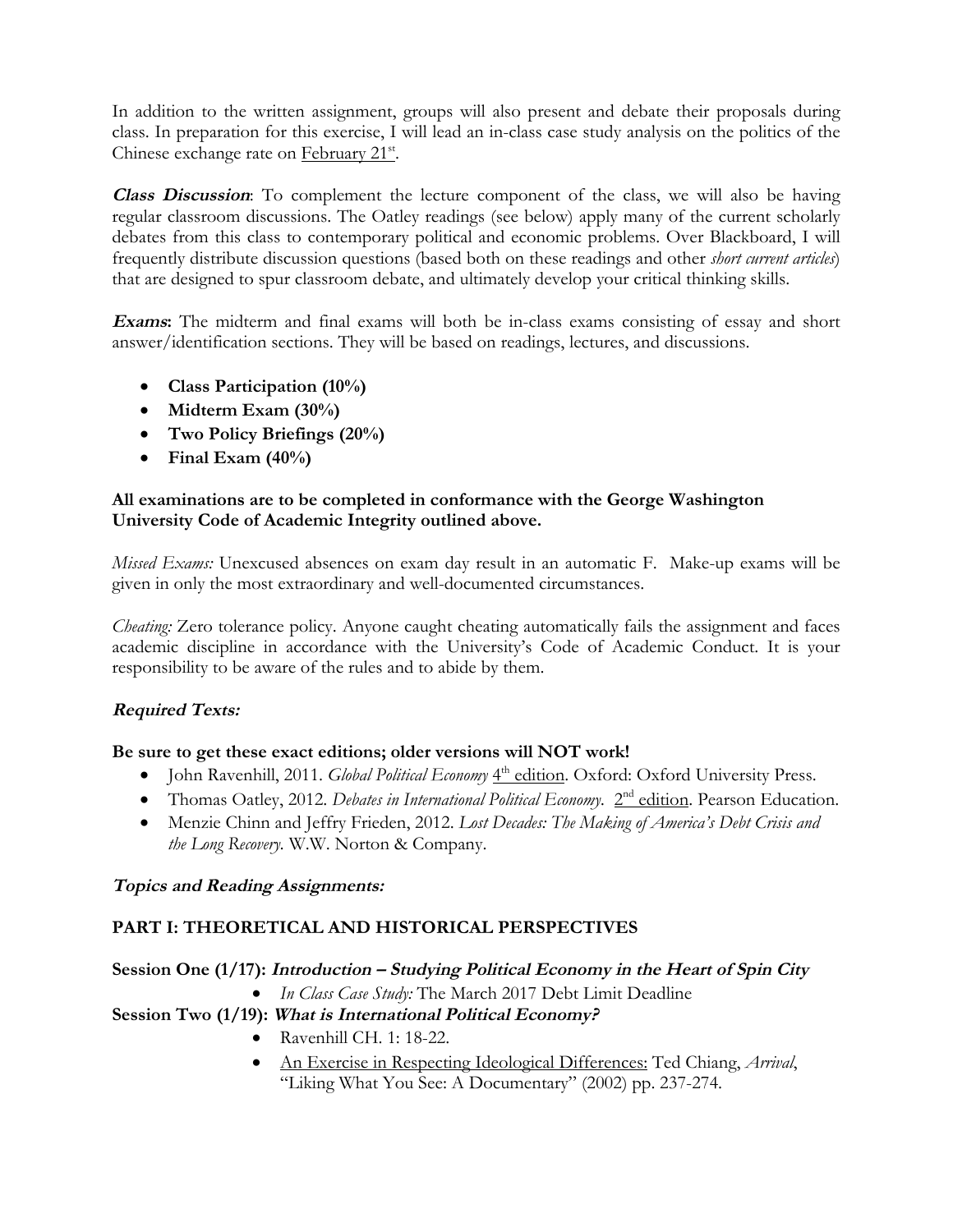In addition to the written assignment, groups will also present and debate their proposals during class. In preparation for this exercise, I will lead an in-class case study analysis on the politics of the Chinese exchange rate on February 21st.

***Class Discussion***: To complement the lecture component of the class, we will also be having regular classroom discussions. The Oatley readings (see below) apply many of the current scholarly debates from this class to contemporary political and economic problems. Over Blackboard, I will frequently distribute discussion questions (based both on these readings and other *short current articles*) that are designed to spur classroom debate, and ultimately develop your critical thinking skills.

***Exams***: The midterm and final exams will both be in-class exams consisting of essay and short answer/identification sections. They will be based on readings, lectures, and discussions.

- **Class Participation (10%)**
- **Midterm Exam (30%)**
- **Two Policy Briefings (20%)**
- **Final Exam (40%)**

**All examinations are to be completed in conformance with the George Washington University Code of Academic Integrity outlined above.**

*Missed Exams:* Unexcused absences on exam day result in an automatic F. Make-up exams will be given in only the most extraordinary and well-documented circumstances.

*Cheating:* Zero tolerance policy. Anyone caught cheating automatically fails the assignment and faces academic discipline in accordance with the University's Code of Academic Conduct. It is your responsibility to be aware of the rules and to abide by them.

***Required Texts:***

**Be sure to get these exact editions; older versions will NOT work!**

- John Ravenhill, 2011. *Global Political Economy* 4th edition. Oxford: Oxford University Press.
- Thomas Oatley, 2012. *Debates in International Political Economy.* 2nd edition. Pearson Education.
- Menzie Chinn and Jeffry Frieden, 2012. *Lost Decades: The Making of America's Debt Crisis and the Long Recovery.* W.W. Norton & Company.

***Topics and Reading Assignments:***

**PART I: THEORETICAL AND HISTORICAL PERSPECTIVES**

**Session One (1/17): *Introduction – Studying Political Economy in the Heart of Spin City***

- *In Class Case Study:* The March 2017 Debt Limit Deadline

**Session Two (1/19): *What is International Political Economy?***

- Ravenhill CH. 1: 18-22.
- An Exercise in Respecting Ideological Differences: Ted Chiang, *Arrival*, "Liking What You See: A Documentary" (2002) pp. 237-274.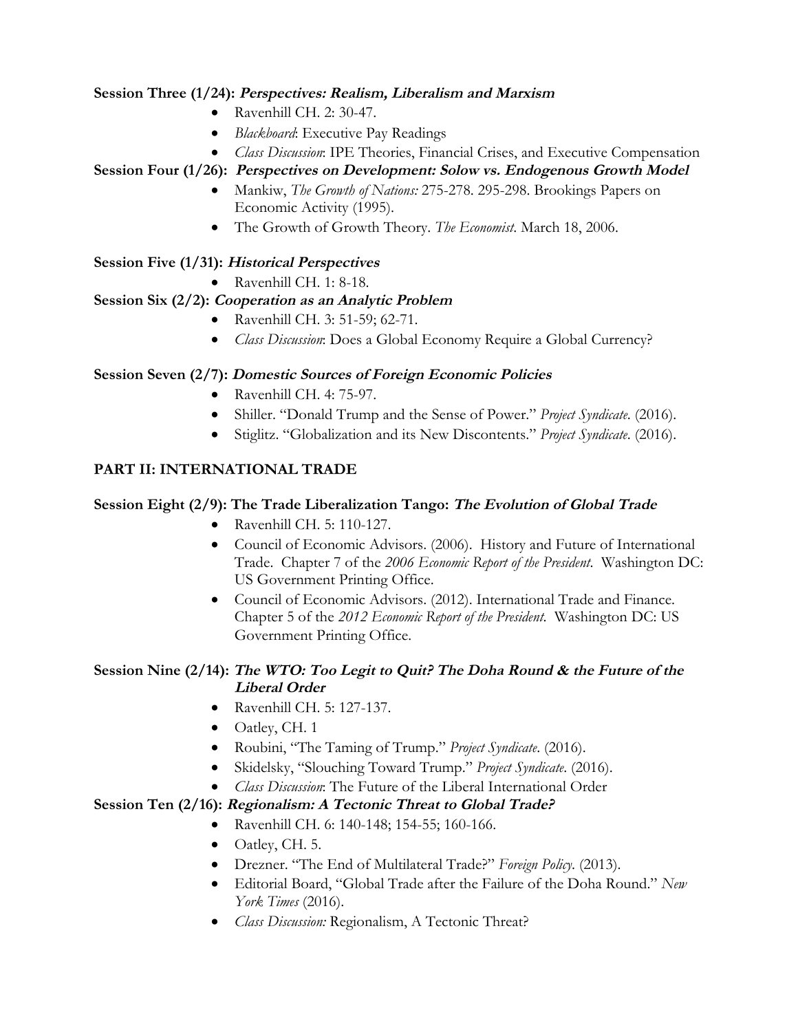**Session Three (1/24):** ***Perspectives: Realism, Liberalism and Marxism***

- Ravenhill CH. 2: 30-47.
- *Blackboard*: Executive Pay Readings
- *Class Discussion*: IPE Theories, Financial Crises, and Executive Compensation

**Session Four (1/26):** ***Perspectives on Development: Solow vs. Endogenous Growth Model***

- Mankiw, *The Growth of Nations:* 275-278. 295-298. Brookings Papers on Economic Activity (1995).
- The Growth of Growth Theory. *The Economist*. March 18, 2006.

**Session Five (1/31):** ***Historical Perspectives***

- Ravenhill CH. 1: 8-18.

**Session Six (2/2):** ***Cooperation as an Analytic Problem***

- Ravenhill CH. 3: 51-59; 62-71.
- *Class Discussion*: Does a Global Economy Require a Global Currency?

**Session Seven (2/7):** ***Domestic Sources of Foreign Economic Policies***

- Ravenhill CH. 4: 75-97.
- Shiller. "Donald Trump and the Sense of Power." *Project Syndicate*. (2016).
- Stiglitz. "Globalization and its New Discontents." *Project Syndicate*. (2016).

## PART II: INTERNATIONAL TRADE

**Session Eight (2/9): The Trade Liberalization Tango:** ***The Evolution of Global Trade***

- Ravenhill CH. 5: 110-127.
- Council of Economic Advisors. (2006). History and Future of International Trade. Chapter 7 of the *2006 Economic Report of the President*. Washington DC: US Government Printing Office.
- Council of Economic Advisors. (2012). International Trade and Finance. Chapter 5 of the *2012 Economic Report of the President*. Washington DC: US Government Printing Office.

**Session Nine (2/14):** ***The WTO: Too Legit to Quit? The Doha Round & the Future of the Liberal Order***

- Ravenhill CH. 5: 127-137.
- Oatley, CH. 1
- Roubini, "The Taming of Trump." *Project Syndicate*. (2016).
- Skidelsky, "Slouching Toward Trump." *Project Syndicate*. (2016).
- *Class Discussion*: The Future of the Liberal International Order

**Session Ten (2/16):** ***Regionalism: A Tectonic Threat to Global Trade?***

- Ravenhill CH. 6: 140-148; 154-55; 160-166.
- Oatley, CH. 5.
- Drezner. "The End of Multilateral Trade?" *Foreign Policy*. (2013).
- Editorial Board, "Global Trade after the Failure of the Doha Round." *New York Times* (2016).
- *Class Discussion:* Regionalism, A Tectonic Threat?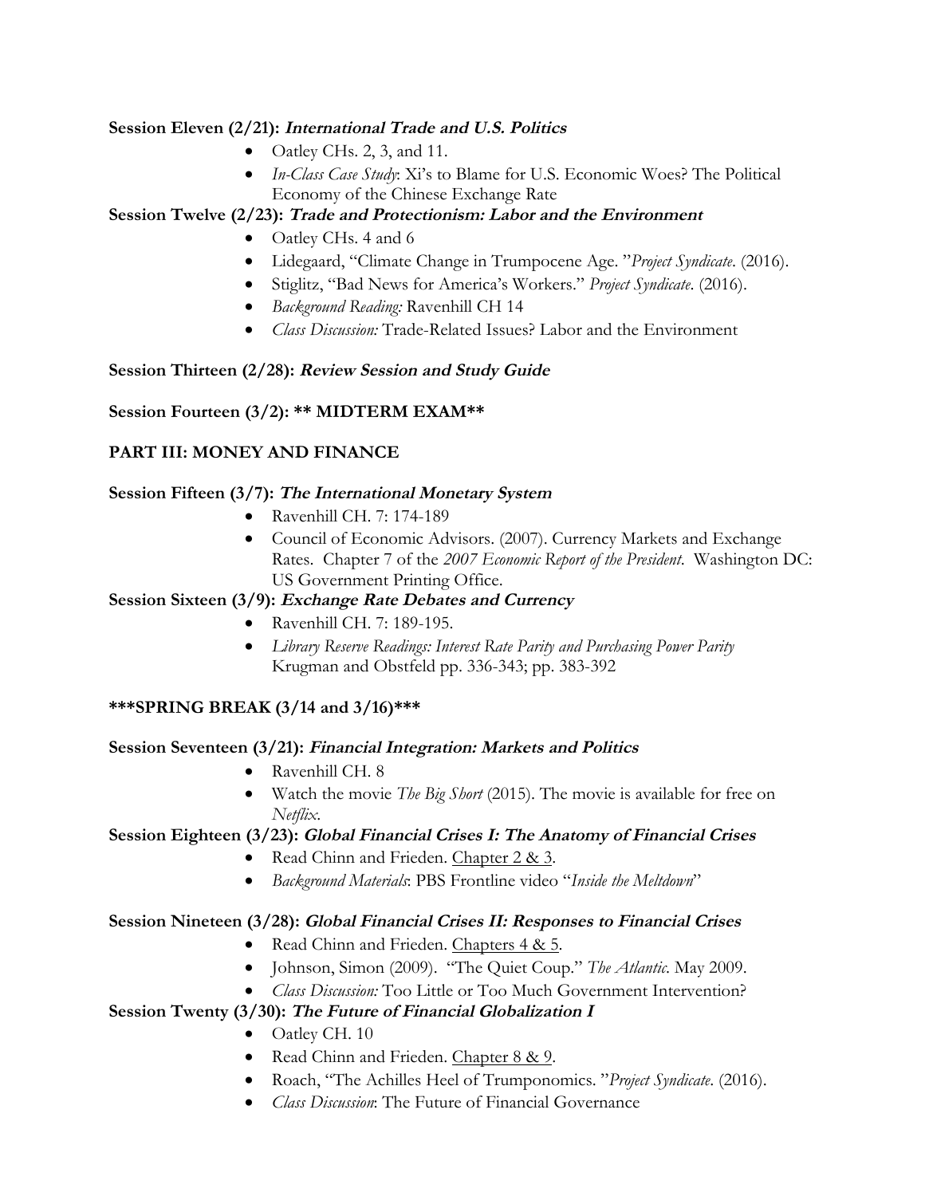**Session Eleven (2/21): *International Trade and U.S. Politics***

- Oatley CHs. 2, 3, and 11.
- *In-Class Case Study*: Xi's to Blame for U.S. Economic Woes? The Political Economy of the Chinese Exchange Rate

**Session Twelve (2/23): *Trade and Protectionism: Labor and the Environment***

- Oatley CHs. 4 and 6
- Lidegaard, "Climate Change in Trumpocene Age. "*Project Syndicate*. (2016).
- Stiglitz, "Bad News for America's Workers." *Project Syndicate*. (2016).
- *Background Reading:* Ravenhill CH 14
- *Class Discussion:* Trade-Related Issues? Labor and the Environment

**Session Thirteen (2/28): *Review Session and Study Guide***

**Session Fourteen (3/2): \*\* MIDTERM EXAM\*\***

**PART III: MONEY AND FINANCE**

**Session Fifteen (3/7): *The International Monetary System***

- Ravenhill CH. 7: 174-189
- Council of Economic Advisors. (2007). Currency Markets and Exchange Rates. Chapter 7 of the *2007 Economic Report of the President*. Washington DC: US Government Printing Office.

**Session Sixteen (3/9): *Exchange Rate Debates and Currency***

- Ravenhill CH. 7: 189-195.
- *Library Reserve Readings: Interest Rate Parity and Purchasing Power Parity* Krugman and Obstfeld pp. 336-343; pp. 383-392

**\*\*\*SPRING BREAK (3/14 and 3/16)\*\*\***

**Session Seventeen (3/21): *Financial Integration: Markets and Politics***

- Ravenhill CH. 8
- Watch the movie *The Big Short* (2015). The movie is available for free on *Netflix*.

**Session Eighteen (3/23): *Global Financial Crises I: The Anatomy of Financial Crises***

- Read Chinn and Frieden. Chapter 2 & 3.
- *Background Materials*: PBS Frontline video "*Inside the Meltdown*"

**Session Nineteen (3/28): *Global Financial Crises II: Responses to Financial Crises***

- Read Chinn and Frieden. Chapters 4 & 5.
- Johnson, Simon (2009). "The Quiet Coup." *The Atlantic*. May 2009.
- *Class Discussion:* Too Little or Too Much Government Intervention?

**Session Twenty (3/30): *The Future of Financial Globalization I***

- Oatley CH. 10
- Read Chinn and Frieden. Chapter 8 & 9.
- Roach, "The Achilles Heel of Trumponomics. "*Project Syndicate*. (2016).
- *Class Discussion*: The Future of Financial Governance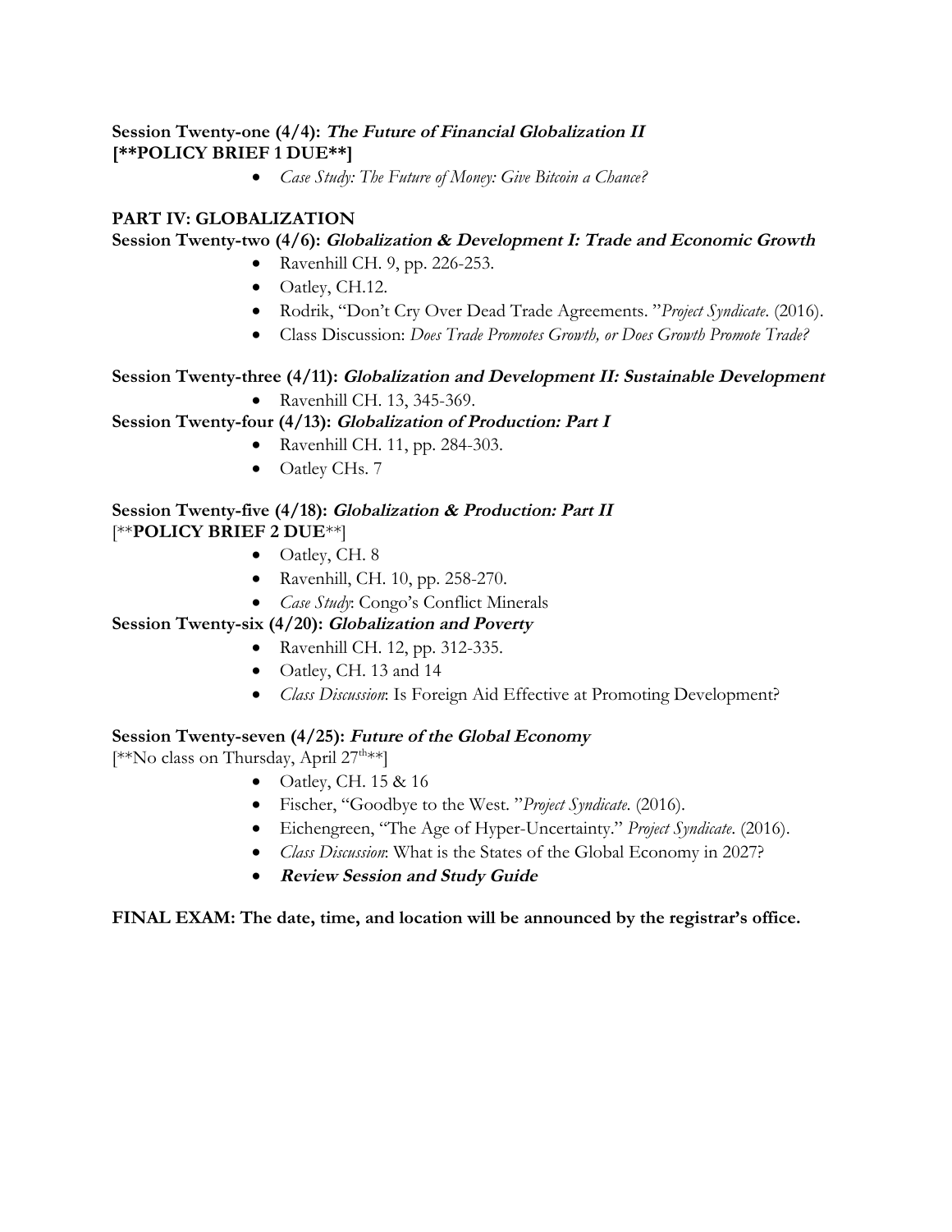**Session Twenty-one (4/4): *The Future of Financial Globalization II***
**[**POLICY BRIEF 1 DUE**]**

- *Case Study: The Future of Money: Give Bitcoin a Chance?*

**PART IV: GLOBALIZATION**

**Session Twenty-two (4/6): *Globalization & Development I: Trade and Economic Growth***

- Ravenhill CH. 9, pp. 226-253.
- Oatley, CH.12.
- Rodrik, "Don't Cry Over Dead Trade Agreements. "*Project Syndicate*. (2016).
- Class Discussion: *Does Trade Promotes Growth, or Does Growth Promote Trade?*

**Session Twenty-three (4/11): *Globalization and Development II: Sustainable Development***

- Ravenhill CH. 13, 345-369.

**Session Twenty-four (4/13): *Globalization of Production: Part I***

- Ravenhill CH. 11, pp. 284-303.
- Oatley CHs. 7

**Session Twenty-five (4/18): *Globalization & Production: Part II***
[****POLICY BRIEF 2 DUE****]

- Oatley, CH. 8
- Ravenhill, CH. 10, pp. 258-270.
- *Case Study*: Congo's Conflict Minerals

**Session Twenty-six (4/20): *Globalization and Poverty***

- Ravenhill CH. 12, pp. 312-335.
- Oatley, CH. 13 and 14
- *Class Discussion*: Is Foreign Aid Effective at Promoting Development?

**Session Twenty-seven (4/25): *Future of the Global Economy***
[**No class on Thursday, April 27th**]

- Oatley, CH. 15 & 16
- Fischer, "Goodbye to the West. "*Project Syndicate*. (2016).
- Eichengreen, "The Age of Hyper-Uncertainty." *Project Syndicate*. (2016).
- *Class Discussion*: What is the States of the Global Economy in 2027?
- ***Review Session and Study Guide***

**FINAL EXAM: The date, time, and location will be announced by the registrar's office.**